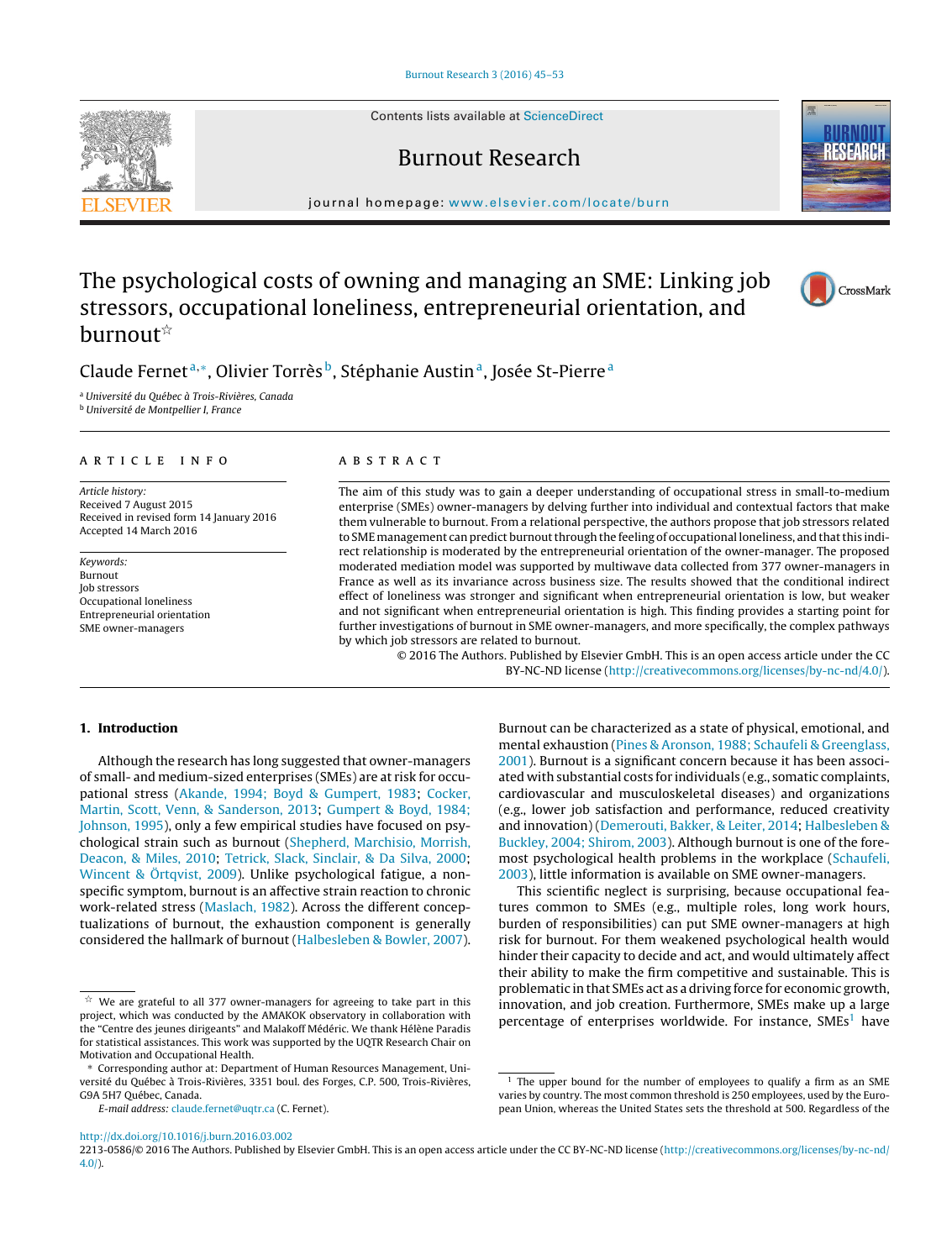# The psychological costs of owning and managing an SME: Linking job stressors, occupational loneliness, entrepreneurial orientation, and burnout☆

Claude Fernet[a,*], Olivier Torrès[b], Stéphanie Austin[a], Josée St-Pierre[a]

[a] Université du Québec à Trois-Rivières, Canada
[b] Université de Montpellier I, France

## ARTICLE INFO

*Article history:*
Received 7 August 2015
Received in revised form 14 January 2016
Accepted 14 March 2016

*Keywords:*
Burnout
Job stressors
Occupational loneliness
Entrepreneurial orientation
SME owner-managers

## ABSTRACT

The aim of this study was to gain a deeper understanding of occupational stress in small-to-medium enterprise (SMEs) owner-managers by delving further into individual and contextual factors that make them vulnerable to burnout. From a relational perspective, the authors propose that job stressors related to SME management can predict burnout through the feeling of occupational loneliness, and that this indirect relationship is moderated by the entrepreneurial orientation of the owner-manager. The proposed moderated mediation model was supported by multiwave data collected from 377 owner-managers in France as well as its invariance across business size. The results showed that the conditional indirect effect of loneliness was stronger and significant when entrepreneurial orientation is low, but weaker and not significant when entrepreneurial orientation is high. This finding provides a starting point for further investigations of burnout in SME owner-managers, and more specifically, the complex pathways by which job stressors are related to burnout.

© 2016 The Authors. Published by Elsevier GmbH. This is an open access article under the CC BY-NC-ND license (http://creativecommons.org/licenses/by-nc-nd/4.0/).

## 1. Introduction

Although the research has long suggested that owner-managers of small- and medium-sized enterprises (SMEs) are at risk for occupational stress (Akande, 1994; Boyd & Gumpert, 1983; Cocker, Martin, Scott, Venn, & Sanderson, 2013; Gumpert & Boyd, 1984; Johnson, 1995), only a few empirical studies have focused on psychological strain such as burnout (Shepherd, Marchisio, Morrish, Deacon, & Miles, 2010; Tetrick, Slack, Sinclair, & Da Silva, 2000; Wincent & Örtqvist, 2009). Unlike psychological fatigue, a non-specific symptom, burnout is an affective strain reaction to chronic work-related stress (Maslach, 1982). Across the different conceptualizations of burnout, the exhaustion component is generally considered the hallmark of burnout (Halbesleben & Bowler, 2007). Burnout can be characterized as a state of physical, emotional, and mental exhaustion (Pines & Aronson, 1988; Schaufeli & Greenglass, 2001). Burnout is a significant concern because it has been associated with substantial costs for individuals (e.g., somatic complaints, cardiovascular and musculoskeletal diseases) and organizations (e.g., lower job satisfaction and performance, reduced creativity and innovation) (Demerouti, Bakker, & Leiter, 2014; Halbesleben & Buckley, 2004; Shirom, 2003). Although burnout is one of the foremost psychological health problems in the workplace (Schaufeli, 2003), little information is available on SME owner-managers.

This scientific neglect is surprising, because occupational features common to SMEs (e.g., multiple roles, long work hours, burden of responsibilities) can put SME owner-managers at high risk for burnout. For them weakened psychological health would hinder their capacity to decide and act, and would ultimately affect their ability to make the firm competitive and sustainable. This is problematic in that SMEs act as a driving force for economic growth, innovation, and job creation. Furthermore, SMEs make up a large percentage of enterprises worldwide. For instance, SMEs[1] have

☆ We are grateful to all 377 owner-managers for agreeing to take part in this project, which was conducted by the AMAKOK observatory in collaboration with the "Centre des jeunes dirigeants" and Malakoff Médéric. We thank Hélène Paradis for statistical assistances. This work was supported by the UQTR Research Chair on Motivation and Occupational Health.

\* Corresponding author at: Department of Human Resources Management, Université du Québec à Trois-Rivières, 3351 boul. des Forges, C.P. 500, Trois-Rivières, G9A 5H7 Québec, Canada.

*E-mail address:* claude.fernet@uqtr.ca (C. Fernet).

[1] The upper bound for the number of employees to qualify a firm as an SME varies by country. The most common threshold is 250 employees, used by the European Union, whereas the United States sets the threshold at 500. Regardless of the

http://dx.doi.org/10.1016/j.burn.2016.03.002
2213-0586/© 2016 The Authors. Published by Elsevier GmbH. This is an open access article under the CC BY-NC-ND license (http://creativecommons.org/licenses/by-nc-nd/4.0/).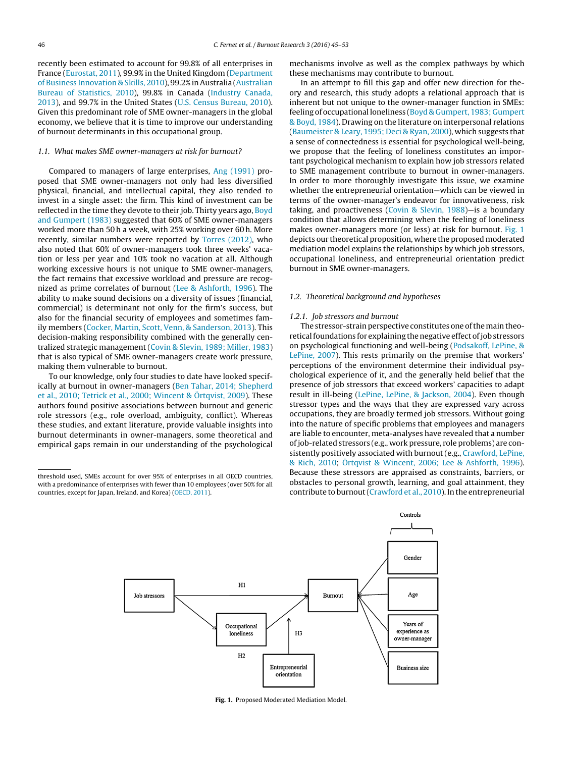recently been estimated to account for 99.8% of all enterprises in France (Eurostat, 2011), 99.9% in the United Kingdom (Department of Business Innovation & Skills, 2010), 99.2% in Australia (Australian Bureau of Statistics, 2010), 99.8% in Canada (Industry Canada, 2013), and 99.7% in the United States (U.S. Census Bureau, 2010). Given this predominant role of SME owner-managers in the global economy, we believe that it is time to improve our understanding of burnout determinants in this occupational group.

### 1.1. What makes SME owner-managers at risk for burnout?

Compared to managers of large enterprises, Ang (1991) proposed that SME owner-managers not only had less diversified physical, financial, and intellectual capital, they also tended to invest in a single asset: the firm. This kind of investment can be reflected in the time they devote to their job. Thirty years ago, Boyd and Gumpert (1983) suggested that 60% of SME owner-managers worked more than 50 h a week, with 25% working over 60 h. More recently, similar numbers were reported by Torres (2012), who also noted that 60% of owner-managers took three weeks' vacation or less per year and 10% took no vacation at all. Although working excessive hours is not unique to SME owner-managers, the fact remains that excessive workload and pressure are recognized as prime correlates of burnout (Lee & Ashforth, 1996). The ability to make sound decisions on a diversity of issues (financial, commercial) is determinant not only for the firm's success, but also for the financial security of employees and sometimes family members (Cocker, Martin, Scott, Venn, & Sanderson, 2013). This decision-making responsibility combined with the generally centralized strategic management (Covin & Slevin, 1989; Miller, 1983) that is also typical of SME owner-managers create work pressure, making them vulnerable to burnout.

To our knowledge, only four studies to date have looked specifically at burnout in owner-managers (Ben Tahar, 2014; Shepherd et al., 2010; Tetrick et al., 2000; Wincent & Örtqvist, 2009). These authors found positive associations between burnout and generic role stressors (e.g., role overload, ambiguity, conflict). Whereas these studies, and extant literature, provide valuable insights into burnout determinants in owner-managers, some theoretical and empirical gaps remain in our understanding of the psychological mechanisms involve as well as the complex pathways by which these mechanisms may contribute to burnout.

In an attempt to fill this gap and offer new direction for theory and research, this study adopts a relational approach that is inherent but not unique to the owner-manager function in SMEs: feeling of occupational loneliness (Boyd & Gumpert, 1983; Gumpert & Boyd, 1984). Drawing on the literature on interpersonal relations (Baumeister & Leary, 1995; Deci & Ryan, 2000), which suggests that a sense of connectedness is essential for psychological well-being, we propose that the feeling of loneliness constitutes an important psychological mechanism to explain how job stressors related to SME management contribute to burnout in owner-managers. In order to more thoroughly investigate this issue, we examine whether the entrepreneurial orientation—which can be viewed in terms of the owner-manager's endeavor for innovativeness, risk taking, and proactiveness (Covin & Slevin, 1988)—is a boundary condition that allows determining when the feeling of loneliness makes owner-managers more (or less) at risk for burnout. Fig. 1 depicts our theoretical proposition, where the proposed moderated mediation model explains the relationships by which job stressors, occupational loneliness, and entrepreneurial orientation predict burnout in SME owner-managers.

### 1.2. Theoretical background and hypotheses

#### 1.2.1. Job stressors and burnout

The stressor-strain perspective constitutes one of the main theoretical foundations for explaining the negative effect of job stressors on psychological functioning and well-being (Podsakoff, LePine, & LePine, 2007). This rests primarily on the premise that workers' perceptions of the environment determine their individual psychological experience of it, and the generally held belief that the presence of job stressors that exceed workers' capacities to adapt result in ill-being (LePine, LePine, & Jackson, 2004). Even though stressor types and the ways that they are expressed vary across occupations, they are broadly termed job stressors. Without going into the nature of specific problems that employees and managers are liable to encounter, meta-analyses have revealed that a number of job-related stressors (e.g., work pressure, role problems) are consistently positively associated with burnout (e.g., Crawford, LePine, & Rich, 2010; Örtqvist & Wincent, 2006; Lee & Ashforth, 1996). Because these stressors are appraised as constraints, barriers, or obstacles to personal growth, learning, and goal attainment, they contribute to burnout (Crawford et al., 2010). In the entrepreneurial

threshold used, SMEs account for over 95% of enterprises in all OECD countries, with a predominance of enterprises with fewer than 10 employees (over 50% for all countries, except for Japan, Ireland, and Korea) (OECD, 2011).

**Fig. 1.** Proposed Moderated Mediation Model.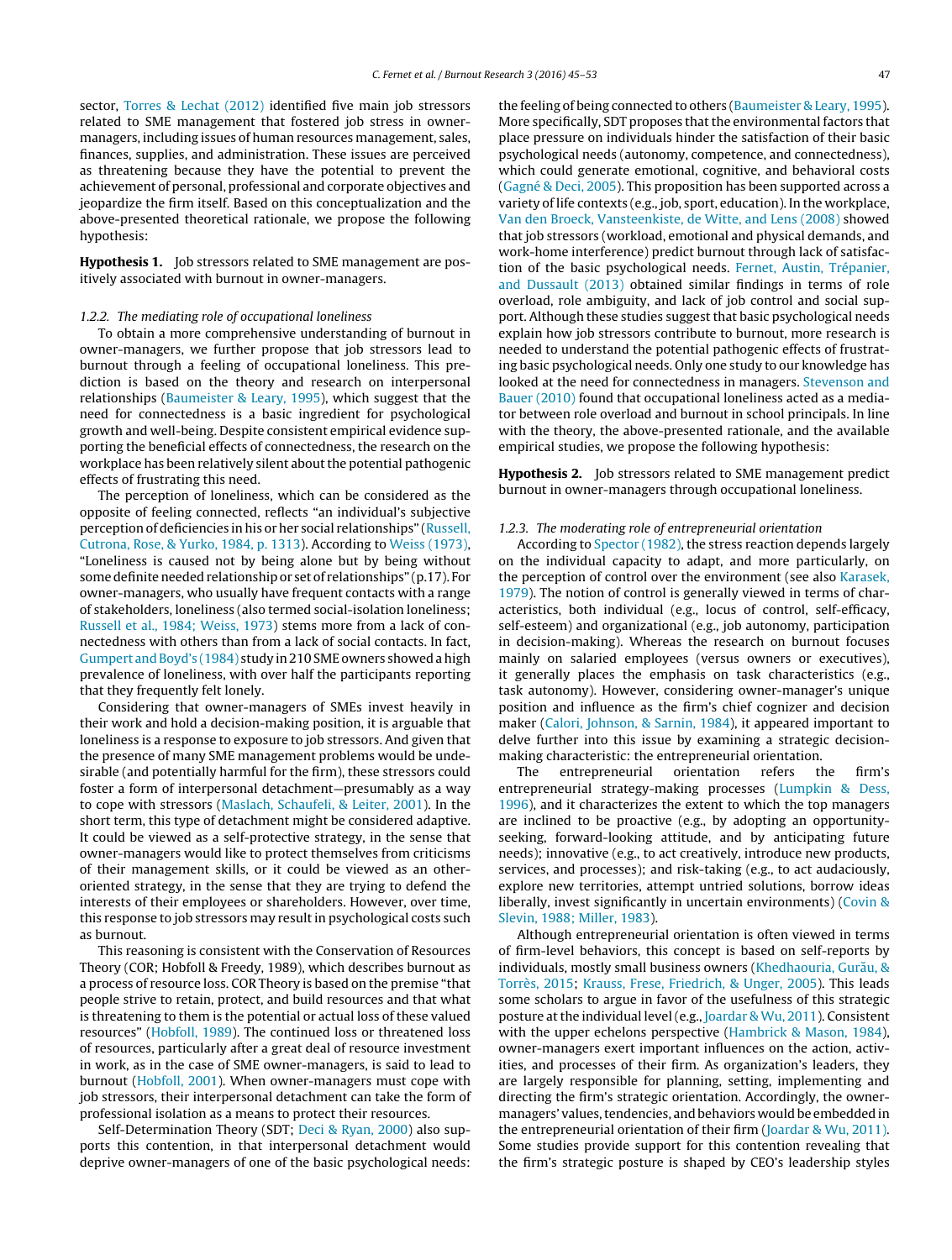sector, Torres & Lechat (2012) identified five main job stressors related to SME management that fostered job stress in owner-managers, including issues of human resources management, sales, finances, supplies, and administration. These issues are perceived as threatening because they have the potential to prevent the achievement of personal, professional and corporate objectives and jeopardize the firm itself. Based on this conceptualization and the above-presented theoretical rationale, we propose the following hypothesis:

**Hypothesis 1.** Job stressors related to SME management are positively associated with burnout in owner-managers.

#### *1.2.2. The mediating role of occupational loneliness*

To obtain a more comprehensive understanding of burnout in owner-managers, we further propose that job stressors lead to burnout through a feeling of occupational loneliness. This prediction is based on the theory and research on interpersonal relationships (Baumeister & Leary, 1995), which suggest that the need for connectedness is a basic ingredient for psychological growth and well-being. Despite consistent empirical evidence supporting the beneficial effects of connectedness, the research on the workplace has been relatively silent about the potential pathogenic effects of frustrating this need.

The perception of loneliness, which can be considered as the opposite of feeling connected, reflects "an individual's subjective perception of deficiencies in his or her social relationships" (Russell, Cutrona, Rose, & Yurko, 1984, p. 1313). According to Weiss (1973), "Loneliness is caused not by being alone but by being without some definite needed relationship or set of relationships" (p.17). For owner-managers, who usually have frequent contacts with a range of stakeholders, loneliness (also termed social-isolation loneliness; Russell et al., 1984; Weiss, 1973) stems more from a lack of connectedness with others than from a lack of social contacts. In fact, Gumpert and Boyd's (1984) study in 210 SME owners showed a high prevalence of loneliness, with over half the participants reporting that they frequently felt lonely.

Considering that owner-managers of SMEs invest heavily in their work and hold a decision-making position, it is arguable that loneliness is a response to exposure to job stressors. And given that the presence of many SME management problems would be undesirable (and potentially harmful for the firm), these stressors could foster a form of interpersonal detachment—presumably as a way to cope with stressors (Maslach, Schaufeli, & Leiter, 2001). In the short term, this type of detachment might be considered adaptive. It could be viewed as a self-protective strategy, in the sense that owner-managers would like to protect themselves from criticisms of their management skills, or it could be viewed as an other-oriented strategy, in the sense that they are trying to defend the interests of their employees or shareholders. However, over time, this response to job stressors may result in psychological costs such as burnout.

This reasoning is consistent with the Conservation of Resources Theory (COR; Hobfoll & Freedy, 1989), which describes burnout as a process of resource loss. COR Theory is based on the premise "that people strive to retain, protect, and build resources and that what is threatening to them is the potential or actual loss of these valued resources" (Hobfoll, 1989). The continued loss or threatened loss of resources, particularly after a great deal of resource investment in work, as in the case of SME owner-managers, is said to lead to burnout (Hobfoll, 2001). When owner-managers must cope with job stressors, their interpersonal detachment can take the form of professional isolation as a means to protect their resources.

Self-Determination Theory (SDT; Deci & Ryan, 2000) also supports this contention, in that interpersonal detachment would deprive owner-managers of one of the basic psychological needs: the feeling of being connected to others (Baumeister & Leary, 1995). More specifically, SDT proposes that the environmental factors that place pressure on individuals hinder the satisfaction of their basic psychological needs (autonomy, competence, and connectedness), which could generate emotional, cognitive, and behavioral costs (Gagné & Deci, 2005). This proposition has been supported across a variety of life contexts (e.g., job, sport, education). In the workplace, Van den Broeck, Vansteenkiste, de Witte, and Lens (2008) showed that job stressors (workload, emotional and physical demands, and work-home interference) predict burnout through lack of satisfaction of the basic psychological needs. Fernet, Austin, Trépanier, and Dussault (2013) obtained similar findings in terms of role overload, role ambiguity, and lack of job control and social support. Although these studies suggest that basic psychological needs explain how job stressors contribute to burnout, more research is needed to understand the potential pathogenic effects of frustrating basic psychological needs. Only one study to our knowledge has looked at the need for connectedness in managers. Stevenson and Bauer (2010) found that occupational loneliness acted as a mediator between role overload and burnout in school principals. In line with the theory, the above-presented rationale, and the available empirical studies, we propose the following hypothesis:

**Hypothesis 2.** Job stressors related to SME management predict burnout in owner-managers through occupational loneliness.

#### *1.2.3. The moderating role of entrepreneurial orientation*

According to Spector (1982), the stress reaction depends largely on the individual capacity to adapt, and more particularly, on the perception of control over the environment (see also Karasek, 1979). The notion of control is generally viewed in terms of characteristics, both individual (e.g., locus of control, self-efficacy, self-esteem) and organizational (e.g., job autonomy, participation in decision-making). Whereas the research on burnout focuses mainly on salaried employees (versus owners or executives), it generally places the emphasis on task characteristics (e.g., task autonomy). However, considering owner-manager's unique position and influence as the firm's chief cognizer and decision maker (Calori, Johnson, & Sarnin, 1984), it appeared important to delve further into this issue by examining a strategic decision-making characteristic: the entrepreneurial orientation.

The entrepreneurial orientation refers the firm's entrepreneurial strategy-making processes (Lumpkin & Dess, 1996), and it characterizes the extent to which the top managers are inclined to be proactive (e.g., by adopting an opportunity-seeking, forward-looking attitude, and by anticipating future needs); innovative (e.g., to act creatively, introduce new products, services, and processes); and risk-taking (e.g., to act audaciously, explore new territories, attempt untried solutions, borrow ideas liberally, invest significantly in uncertain environments) (Covin & Slevin, 1988; Miller, 1983).

Although entrepreneurial orientation is often viewed in terms of firm-level behaviors, this concept is based on self-reports by individuals, mostly small business owners (Khedhaouria, Gurău, & Torrès, 2015; Krauss, Frese, Friedrich, & Unger, 2005). This leads some scholars to argue in favor of the usefulness of this strategic posture at the individual level (e.g., Joardar & Wu, 2011). Consistent with the upper echelons perspective (Hambrick & Mason, 1984), owner-managers exert important influences on the action, activities, and processes of their firm. As organization's leaders, they are largely responsible for planning, setting, implementing and directing the firm's strategic orientation. Accordingly, the owner-managers' values, tendencies, and behaviors would be embedded in the entrepreneurial orientation of their firm (Joardar & Wu, 2011). Some studies provide support for this contention revealing that the firm's strategic posture is shaped by CEO's leadership styles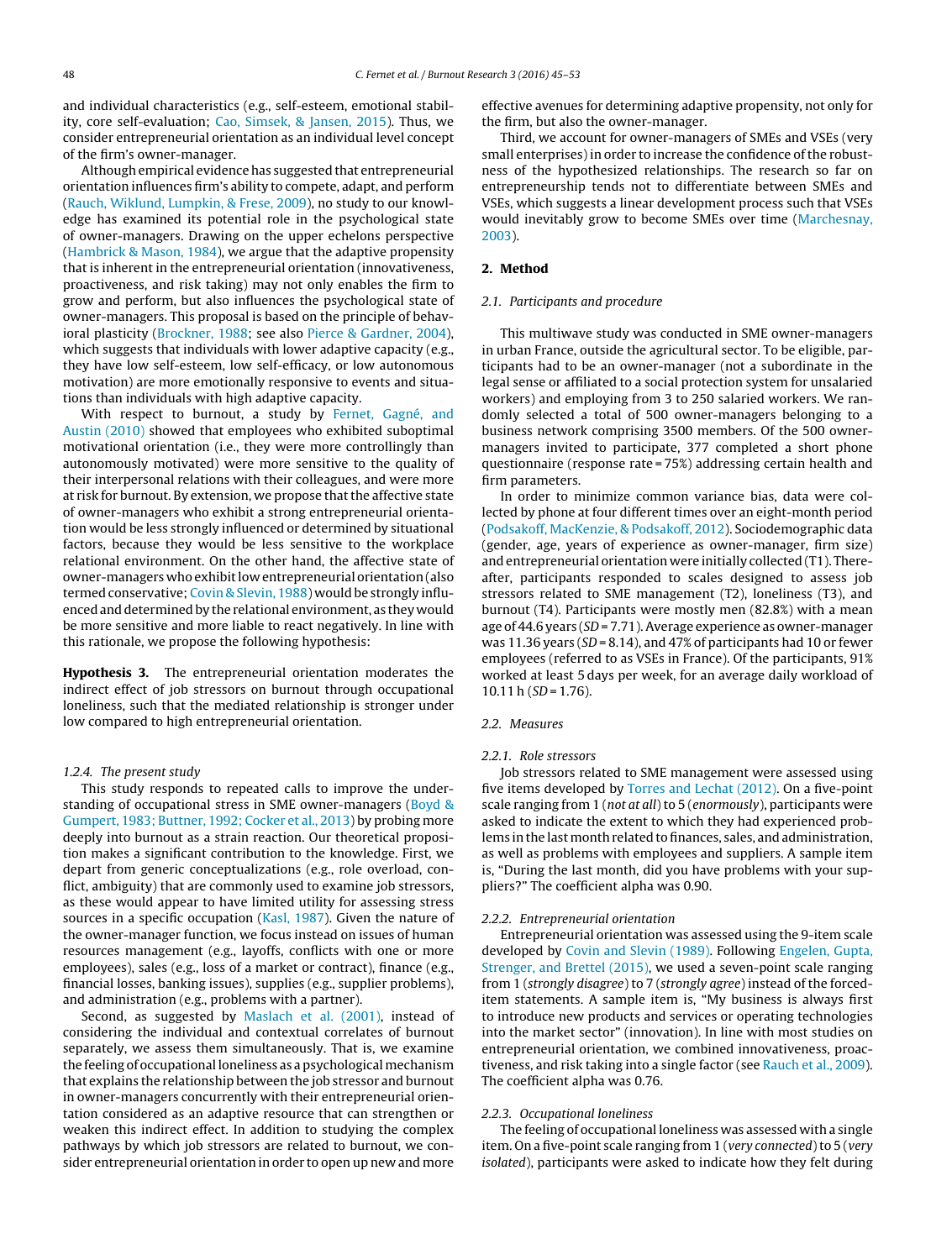and individual characteristics (e.g., self-esteem, emotional stability, core self-evaluation; Cao, Simsek, & Jansen, 2015). Thus, we consider entrepreneurial orientation as an individual level concept of the firm's owner-manager.

Although empirical evidence has suggested that entrepreneurial orientation influences firm's ability to compete, adapt, and perform (Rauch, Wiklund, Lumpkin, & Frese, 2009), no study to our knowledge has examined its potential role in the psychological state of owner-managers. Drawing on the upper echelons perspective (Hambrick & Mason, 1984), we argue that the adaptive propensity that is inherent in the entrepreneurial orientation (innovativeness, proactiveness, and risk taking) may not only enables the firm to grow and perform, but also influences the psychological state of owner-managers. This proposal is based on the principle of behavioral plasticity (Brockner, 1988; see also Pierce & Gardner, 2004), which suggests that individuals with lower adaptive capacity (e.g., they have low self-esteem, low self-efficacy, or low autonomous motivation) are more emotionally responsive to events and situations than individuals with high adaptive capacity.

With respect to burnout, a study by Fernet, Gagné, and Austin (2010) showed that employees who exhibited suboptimal motivational orientation (i.e., they were more controllingly than autonomously motivated) were more sensitive to the quality of their interpersonal relations with their colleagues, and were more at risk for burnout. By extension, we propose that the affective state of owner-managers who exhibit a strong entrepreneurial orientation would be less strongly influenced or determined by situational factors, because they would be less sensitive to the workplace relational environment. On the other hand, the affective state of owner-managers who exhibit low entrepreneurial orientation (also termed conservative; Covin & Slevin, 1988) would be strongly influenced and determined by the relational environment, as they would be more sensitive and more liable to react negatively. In line with this rationale, we propose the following hypothesis:

**Hypothesis 3.** The entrepreneurial orientation moderates the indirect effect of job stressors on burnout through occupational loneliness, such that the mediated relationship is stronger under low compared to high entrepreneurial orientation.

#### 1.2.4. The present study

This study responds to repeated calls to improve the understanding of occupational stress in SME owner-managers (Boyd & Gumpert, 1983; Buttner, 1992; Cocker et al., 2013) by probing more deeply into burnout as a strain reaction. Our theoretical proposition makes a significant contribution to the knowledge. First, we depart from generic conceptualizations (e.g., role overload, conflict, ambiguity) that are commonly used to examine job stressors, as these would appear to have limited utility for assessing stress sources in a specific occupation (Kasl, 1987). Given the nature of the owner-manager function, we focus instead on issues of human resources management (e.g., layoffs, conflicts with one or more employees), sales (e.g., loss of a market or contract), finance (e.g., financial losses, banking issues), supplies (e.g., supplier problems), and administration (e.g., problems with a partner).

Second, as suggested by Maslach et al. (2001), instead of considering the individual and contextual correlates of burnout separately, we assess them simultaneously. That is, we examine the feeling of occupational loneliness as a psychological mechanism that explains the relationship between the job stressor and burnout in owner-managers concurrently with their entrepreneurial orientation considered as an adaptive resource that can strengthen or weaken this indirect effect. In addition to studying the complex pathways by which job stressors are related to burnout, we consider entrepreneurial orientation in order to open up new and more effective avenues for determining adaptive propensity, not only for the firm, but also the owner-manager.

Third, we account for owner-managers of SMEs and VSEs (very small enterprises) in order to increase the confidence of the robustness of the hypothesized relationships. The research so far on entrepreneurship tends not to differentiate between SMEs and VSEs, which suggests a linear development process such that VSEs would inevitably grow to become SMEs over time (Marchesnay, 2003).

## 2. Method

### 2.1. Participants and procedure

This multiwave study was conducted in SME owner-managers in urban France, outside the agricultural sector. To be eligible, participants had to be an owner-manager (not a subordinate in the legal sense or affiliated to a social protection system for unsalaried workers) and employing from 3 to 250 salaried workers. We randomly selected a total of 500 owner-managers belonging to a business network comprising 3500 members. Of the 500 owner-managers invited to participate, 377 completed a short phone questionnaire (response rate = 75%) addressing certain health and firm parameters.

In order to minimize common variance bias, data were collected by phone at four different times over an eight-month period (Podsakoff, MacKenzie, & Podsakoff, 2012). Sociodemographic data (gender, age, years of experience as owner-manager, firm size) and entrepreneurial orientation were initially collected (T1). Thereafter, participants responded to scales designed to assess job stressors related to SME management (T2), loneliness (T3), and burnout (T4). Participants were mostly men (82.8%) with a mean age of 44.6 years ($SD$ = 7.71). Average experience as owner-manager was 11.36 years ($SD$ = 8.14), and 47% of participants had 10 or fewer employees (referred to as VSEs in France). Of the participants, 91% worked at least 5 days per week, for an average daily workload of 10.11 h ($SD$ = 1.76).

### 2.2. Measures

#### 2.2.1. Role stressors

Job stressors related to SME management were assessed using five items developed by Torres and Lechat (2012). On a five-point scale ranging from 1 (*not at all*) to 5 (*enormously*), participants were asked to indicate the extent to which they had experienced problems in the last month related to finances, sales, and administration, as well as problems with employees and suppliers. A sample item is, "During the last month, did you have problems with your suppliers?" The coefficient alpha was 0.90.

#### 2.2.2. Entrepreneurial orientation

Entrepreneurial orientation was assessed using the 9-item scale developed by Covin and Slevin (1989). Following Engelen, Gupta, Strenger, and Brettel (2015), we used a seven-point scale ranging from 1 (*strongly disagree*) to 7 (*strongly agree*) instead of the forced-item statements. A sample item is, "My business is always first to introduce new products and services or operating technologies into the market sector" (innovation). In line with most studies on entrepreneurial orientation, we combined innovativeness, proactiveness, and risk taking into a single factor (see Rauch et al., 2009). The coefficient alpha was 0.76.

#### 2.2.3. Occupational loneliness

The feeling of occupational loneliness was assessed with a single item. On a five-point scale ranging from 1 (*very connected*) to 5 (*very isolated*), participants were asked to indicate how they felt during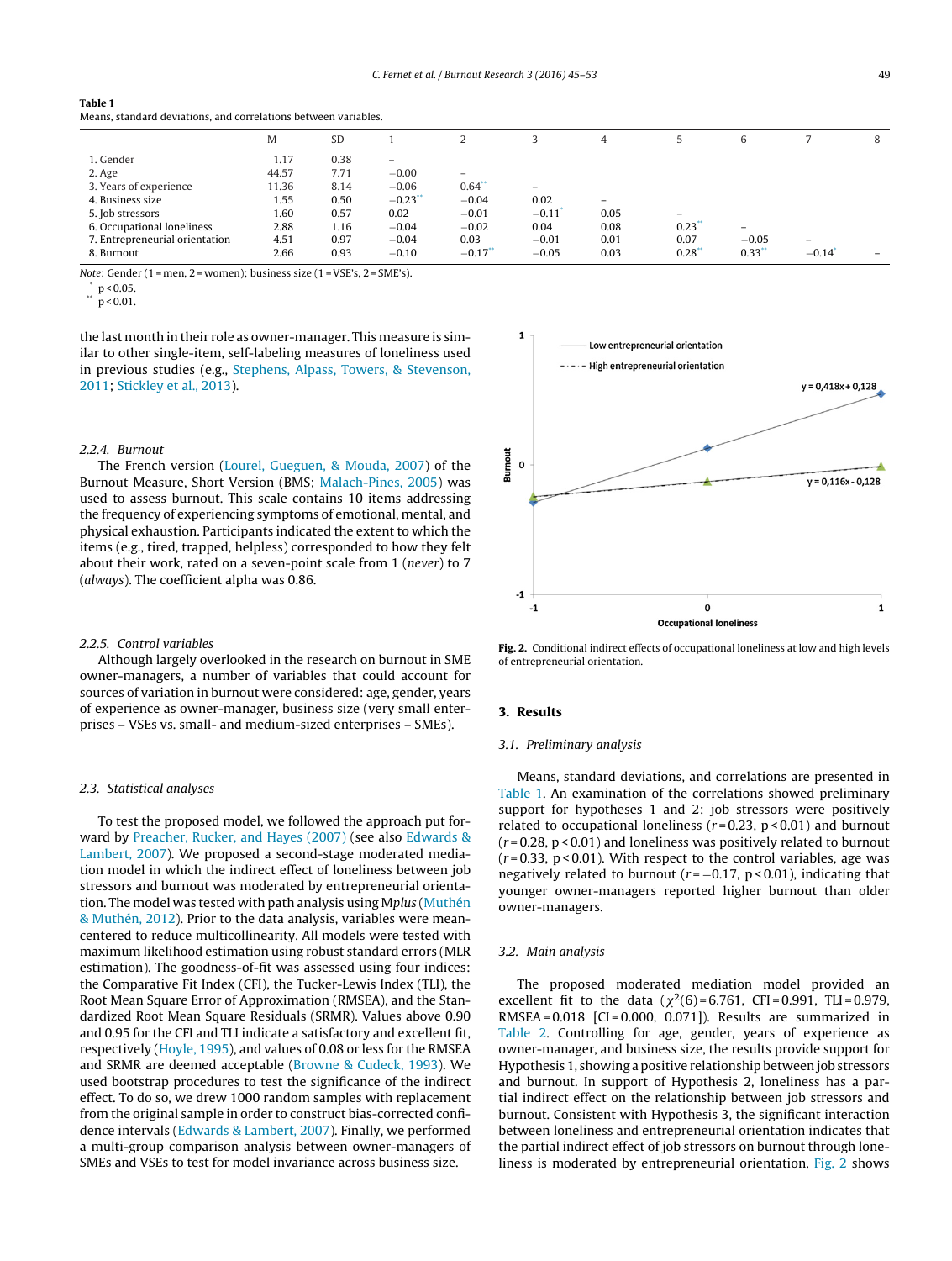**Table 1**
Means, standard deviations, and correlations between variables.

| | M | SD | 1 | 2 | 3 | 4 | 5 | 6 | 7 | 8 |
|---|---|---|---|---|---|---|---|---|---|---|
| 1. Gender | 1.17 | 0.38 | – | | | | | | | |
| 2. Age | 44.57 | 7.71 | −0.00 | – | | | | | | |
| 3. Years of experience | 11.36 | 8.14 | −0.06 | 0.64** | – | | | | | |
| 4. Business size | 1.55 | 0.50 | −0.23** | −0.04 | 0.02 | – | | | | |
| 5. Job stressors | 1.60 | 0.57 | 0.02 | −0.01 | −0.11* | 0.05 | – | | | |
| 6. Occupational loneliness | 2.88 | 1.16 | −0.04 | −0.02 | 0.04 | 0.08 | 0.23** | – | | |
| 7. Entrepreneurial orientation | 4.51 | 0.97 | −0.04 | 0.03 | −0.01 | 0.01 | 0.07 | −0.05 | – | |
| 8. Burnout | 2.66 | 0.93 | −0.10 | −0.17** | −0.05 | 0.03 | 0.28** | 0.33** | −0.14* | – |

*Note*: Gender (1 = men, 2 = women); business size (1 = VSE's, 2 = SME's).
* $p < 0.05$.
** $p < 0.01$.

the last month in their role as owner-manager. This measure is similar to other single-item, self-labeling measures of loneliness used in previous studies (e.g., Stephens, Alpass, Towers, & Stevenson, 2011; Stickley et al., 2013).

### 2.2.4. Burnout

The French version (Lourel, Gueguen, & Mouda, 2007) of the Burnout Measure, Short Version (BMS; Malach-Pines, 2005) was used to assess burnout. This scale contains 10 items addressing the frequency of experiencing symptoms of emotional, mental, and physical exhaustion. Participants indicated the extent to which the items (e.g., tired, trapped, helpless) corresponded to how they felt about their work, rated on a seven-point scale from 1 (*never*) to 7 (*always*). The coefficient alpha was 0.86.

### 2.2.5. Control variables

Although largely overlooked in the research on burnout in SME owner-managers, a number of variables that could account for sources of variation in burnout were considered: age, gender, years of experience as owner-manager, business size (very small enterprises – VSEs vs. small- and medium-sized enterprises – SMEs).

## 2.3. Statistical analyses

To test the proposed model, we followed the approach put forward by Preacher, Rucker, and Hayes (2007) (see also Edwards & Lambert, 2007). We proposed a second-stage moderated mediation model in which the indirect effect of loneliness between job stressors and burnout was moderated by entrepreneurial orientation. The model was tested with path analysis using M*plus* (Muthén & Muthén, 2012). Prior to the data analysis, variables were mean-centered to reduce multicollinearity. All models were tested with maximum likelihood estimation using robust standard errors (MLR estimation). The goodness-of-fit was assessed using four indices: the Comparative Fit Index (CFI), the Tucker-Lewis Index (TLI), the Root Mean Square Error of Approximation (RMSEA), and the Standardized Root Mean Square Residuals (SRMR). Values above 0.90 and 0.95 for the CFI and TLI indicate a satisfactory and excellent fit, respectively (Hoyle, 1995), and values of 0.08 or less for the RMSEA and SRMR are deemed acceptable (Browne & Cudeck, 1993). We used bootstrap procedures to test the significance of the indirect effect. To do so, we drew 1000 random samples with replacement from the original sample in order to construct bias-corrected confidence intervals (Edwards & Lambert, 2007). Finally, we performed a multi-group comparison analysis between owner-managers of SMEs and VSEs to test for model invariance across business size.

**Fig. 2.** Conditional indirect effects of occupational loneliness at low and high levels of entrepreneurial orientation.

# 3. Results

## 3.1. Preliminary analysis

Means, standard deviations, and correlations are presented in Table 1. An examination of the correlations showed preliminary support for hypotheses 1 and 2: job stressors were positively related to occupational loneliness ($r = 0.23$, $p < 0.01$) and burnout ($r = 0.28$, $p < 0.01$) and loneliness was positively related to burnout ($r = 0.33$, $p < 0.01$). With respect to the control variables, age was negatively related to burnout ($r = -0.17$, $p < 0.01$), indicating that younger owner-managers reported higher burnout than older owner-managers.

## 3.2. Main analysis

The proposed moderated mediation model provided an excellent fit to the data ($\chi^2(6) = 6.761$, CFI = 0.991, TLI = 0.979, RMSEA = 0.018 [CI = 0.000, 0.071]). Results are summarized in Table 2. Controlling for age, gender, years of experience as owner-manager, and business size, the results provide support for Hypothesis 1, showing a positive relationship between job stressors and burnout. In support of Hypothesis 2, loneliness has a partial indirect effect on the relationship between job stressors and burnout. Consistent with Hypothesis 3, the significant interaction between loneliness and entrepreneurial orientation indicates that the partial indirect effect of job stressors on burnout through loneliness is moderated by entrepreneurial orientation. Fig. 2 shows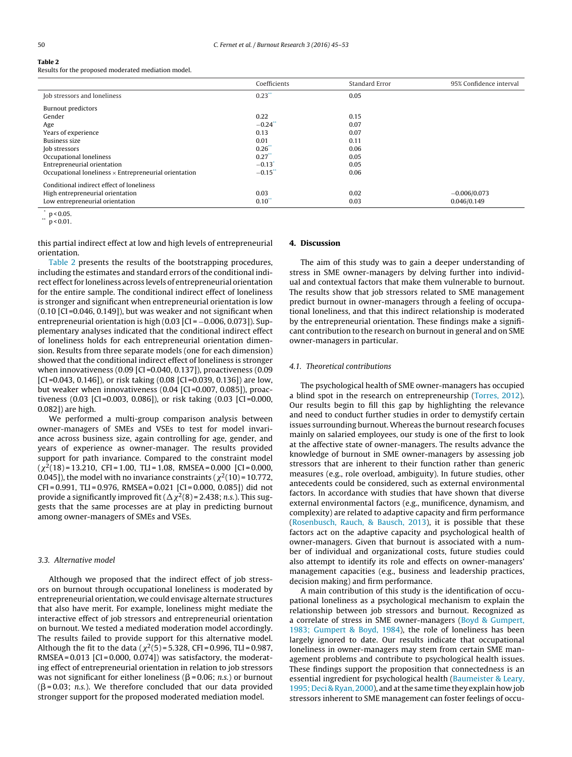**Table 2**
Results for the proposed moderated mediation model.

| | Coefficients | Standard Error | 95% Confidence interval |
|---|---|---|---|
| Job stressors and loneliness | 0.23** | 0.05 | |
| Burnout predictors | | | |
| Gender | 0.22 | 0.15 | |
| Age | −0.24** | 0.07 | |
| Years of experience | 0.13 | 0.07 | |
| Business size | 0.01 | 0.11 | |
| Job stressors | 0.26** | 0.06 | |
| Occupational loneliness | 0.27** | 0.05 | |
| Entrepreneurial orientation | −0.13* | 0.05 | |
| Occupational loneliness × Entrepreneurial orientation | −0.15** | 0.06 | |
| Conditional indirect effect of loneliness | | | |
| High entrepreneurial orientation | 0.03 | 0.02 | −0.006/0.073 |
| Low entrepreneurial orientation | 0.10** | 0.03 | 0.046/0.149 |

\* $p < 0.05$.
\*\* $p < 0.01$.

this partial indirect effect at low and high levels of entrepreneurial orientation.

Table 2 presents the results of the bootstrapping procedures, including the estimates and standard errors of the conditional indirect effect for loneliness across levels of entrepreneurial orientation for the entire sample. The conditional indirect effect of loneliness is stronger and significant when entrepreneurial orientation is low (0.10 [CI = 0.046, 0.149]), but was weaker and not significant when entrepreneurial orientation is high (0.03 [CI = −0.006, 0.073]). Supplementary analyses indicated that the conditional indirect effect of loneliness holds for each entrepreneurial orientation dimension. Results from three separate models (one for each dimension) showed that the conditional indirect effect of loneliness is stronger when innovativeness (0.09 [CI = 0.040, 0.137]), proactiveness (0.09 [CI = 0.043, 0.146]), or risk taking (0.08 [CI = 0.039, 0.136]) are low, but weaker when innovativeness (0.04 [CI = 0.007, 0.085]), proactiveness (0.03 [CI = 0.003, 0.086]), or risk taking (0.03 [CI = 0.000, 0.082]) are high.

We performed a multi-group comparison analysis between owner-managers of SMEs and VSEs to test for model invariance across business size, again controlling for age, gender, and years of experience as owner-manager. The results provided support for path invariance. Compared to the constraint model ($\chi^2(18) = 13.210$, CFI = 1.00, TLI = 1.08, RMSEA = 0.000 [CI = 0.000, 0.045]), the model with no invariance constraints ($\chi^2(10) = 10.772$, CFI = 0.991, TLI = 0.976, RMSEA = 0.021 [CI = 0.000, 0.085]) did not provide a significantly improved fit ($\Delta\chi^2(8) = 2.438$; *n.s.*). This suggests that the same processes are at play in predicting burnout among owner-managers of SMEs and VSEs.

### 3.3. Alternative model

Although we proposed that the indirect effect of job stressors on burnout through occupational loneliness is moderated by entrepreneurial orientation, we could envisage alternate structures that also have merit. For example, loneliness might mediate the interactive effect of job stressors and entrepreneurial orientation on burnout. We tested a mediated moderation model accordingly. The results failed to provide support for this alternative model. Although the fit to the data ($\chi^2(5) = 5.328$, CFI = 0.996, TLI = 0.987, RMSEA = 0.013 [CI = 0.000, 0.074]) was satisfactory, the moderating effect of entrepreneurial orientation in relation to job stressors was not significant for either loneliness ($\beta = 0.06$; *n.s.*) or burnout ($\beta = 0.03$; *n.s.*). We therefore concluded that our data provided stronger support for the proposed moderated mediation model.

## 4. Discussion

The aim of this study was to gain a deeper understanding of stress in SME owner-managers by delving further into individual and contextual factors that make them vulnerable to burnout. The results show that job stressors related to SME management predict burnout in owner-managers through a feeling of occupational loneliness, and that this indirect relationship is moderated by the entrepreneurial orientation. These findings make a significant contribution to the research on burnout in general and on SME owner-managers in particular.

### 4.1. Theoretical contributions

The psychological health of SME owner-managers has occupied a blind spot in the research on entrepreneurship (Torres, 2012). Our results begin to fill this gap by highlighting the relevance and need to conduct further studies in order to demystify certain issues surrounding burnout. Whereas the burnout research focuses mainly on salaried employees, our study is one of the first to look at the affective state of owner-managers. The results advance the knowledge of burnout in SME owner-managers by assessing job stressors that are inherent to their function rather than generic measures (e.g., role overload, ambiguity). In future studies, other antecedents could be considered, such as external environmental factors. In accordance with studies that have shown that diverse external environmental factors (e.g., munificence, dynamism, and complexity) are related to adaptive capacity and firm performance (Rosenbusch, Rauch, & Bausch, 2013), it is possible that these factors act on the adaptive capacity and psychological health of owner-managers. Given that burnout is associated with a number of individual and organizational costs, future studies could also attempt to identify its role and effects on owner-managers' management capacities (e.g., business and leadership practices, decision making) and firm performance.

A main contribution of this study is the identification of occupational loneliness as a psychological mechanism to explain the relationship between job stressors and burnout. Recognized as a correlate of stress in SME owner-managers (Boyd & Gumpert, 1983; Gumpert & Boyd, 1984), the role of loneliness has been largely ignored to date. Our results indicate that occupational loneliness in owner-managers may stem from certain SME management problems and contribute to psychological health issues. These findings support the proposition that connectedness is an essential ingredient for psychological health (Baumeister & Leary, 1995; Deci & Ryan, 2000), and at the same time they explain how job stressors inherent to SME management can foster feelings of occu-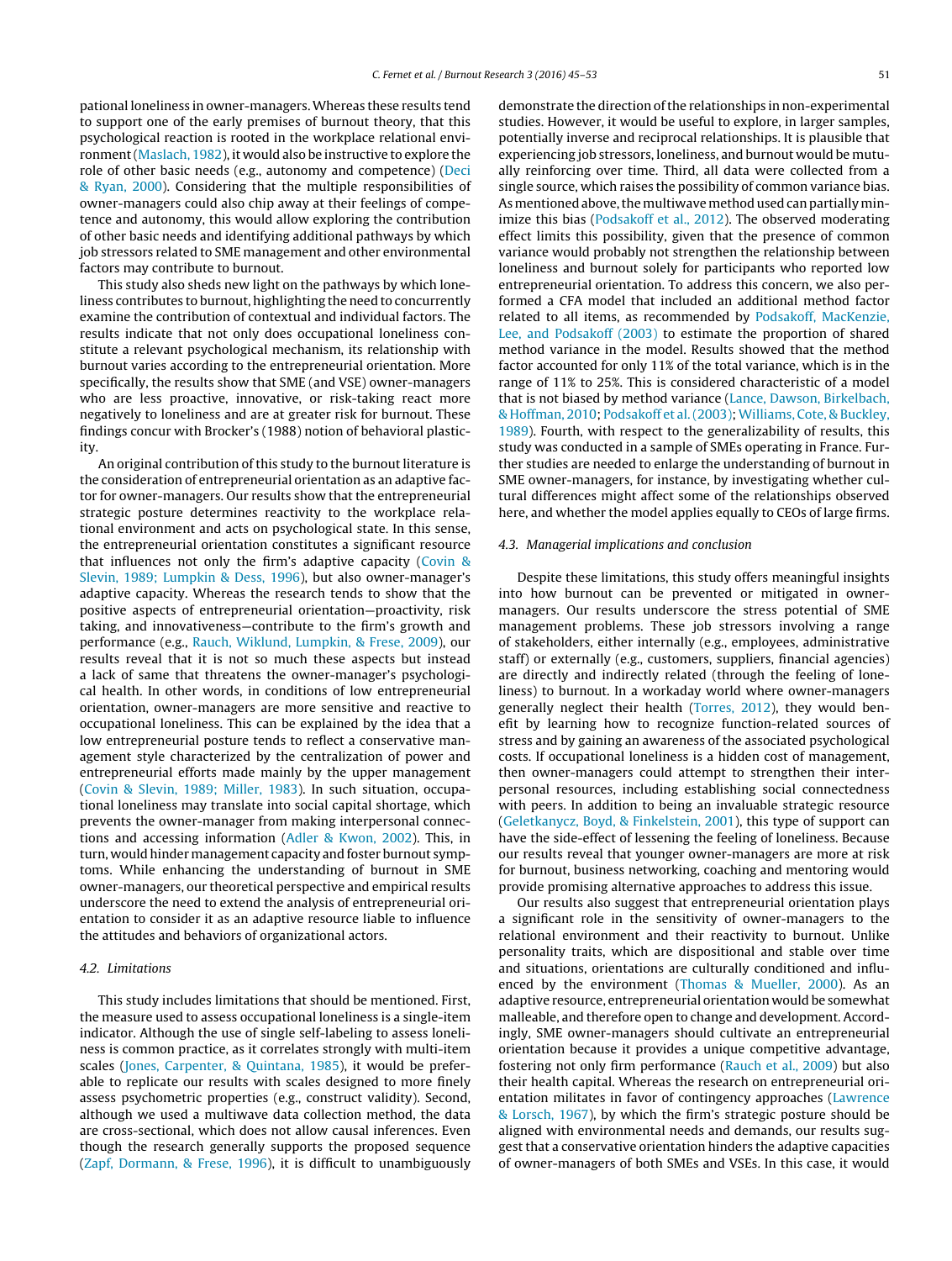pational loneliness in owner-managers. Whereas these results tend to support one of the early premises of burnout theory, that this psychological reaction is rooted in the workplace relational environment (Maslach, 1982), it would also be instructive to explore the role of other basic needs (e.g., autonomy and competence) (Deci & Ryan, 2000). Considering that the multiple responsibilities of owner-managers could also chip away at their feelings of competence and autonomy, this would allow exploring the contribution of other basic needs and identifying additional pathways by which job stressors related to SME management and other environmental factors may contribute to burnout.

This study also sheds new light on the pathways by which loneliness contributes to burnout, highlighting the need to concurrently examine the contribution of contextual and individual factors. The results indicate that not only does occupational loneliness constitute a relevant psychological mechanism, its relationship with burnout varies according to the entrepreneurial orientation. More specifically, the results show that SME (and VSE) owner-managers who are less proactive, innovative, or risk-taking react more negatively to loneliness and are at greater risk for burnout. These findings concur with Brocker's (1988) notion of behavioral plasticity.

An original contribution of this study to the burnout literature is the consideration of entrepreneurial orientation as an adaptive factor for owner-managers. Our results show that the entrepreneurial strategic posture determines reactivity to the workplace relational environment and acts on psychological state. In this sense, the entrepreneurial orientation constitutes a significant resource that influences not only the firm's adaptive capacity (Covin & Slevin, 1989; Lumpkin & Dess, 1996), but also owner-manager's adaptive capacity. Whereas the research tends to show that the positive aspects of entrepreneurial orientation—proactivity, risk taking, and innovativeness—contribute to the firm's growth and performance (e.g., Rauch, Wiklund, Lumpkin, & Frese, 2009), our results reveal that it is not so much these aspects but instead a lack of same that threatens the owner-manager's psychological health. In other words, in conditions of low entrepreneurial orientation, owner-managers are more sensitive and reactive to occupational loneliness. This can be explained by the idea that a low entrepreneurial posture tends to reflect a conservative management style characterized by the centralization of power and entrepreneurial efforts made mainly by the upper management (Covin & Slevin, 1989; Miller, 1983). In such situation, occupational loneliness may translate into social capital shortage, which prevents the owner-manager from making interpersonal connections and accessing information (Adler & Kwon, 2002). This, in turn, would hinder management capacity and foster burnout symptoms. While enhancing the understanding of burnout in SME owner-managers, our theoretical perspective and empirical results underscore the need to extend the analysis of entrepreneurial orientation to consider it as an adaptive resource liable to influence the attitudes and behaviors of organizational actors.

### 4.2. Limitations

This study includes limitations that should be mentioned. First, the measure used to assess occupational loneliness is a single-item indicator. Although the use of single self-labeling to assess loneliness is common practice, as it correlates strongly with multi-item scales (Jones, Carpenter, & Quintana, 1985), it would be preferable to replicate our results with scales designed to more finely assess psychometric properties (e.g., construct validity). Second, although we used a multiwave data collection method, the data are cross-sectional, which does not allow causal inferences. Even though the research generally supports the proposed sequence (Zapf, Dormann, & Frese, 1996), it is difficult to unambiguously demonstrate the direction of the relationships in non-experimental studies. However, it would be useful to explore, in larger samples, potentially inverse and reciprocal relationships. It is plausible that experiencing job stressors, loneliness, and burnout would be mutually reinforcing over time. Third, all data were collected from a single source, which raises the possibility of common variance bias. As mentioned above, the multiwave method used can partially minimize this bias (Podsakoff et al., 2012). The observed moderating effect limits this possibility, given that the presence of common variance would probably not strengthen the relationship between loneliness and burnout solely for participants who reported low entrepreneurial orientation. To address this concern, we also performed a CFA model that included an additional method factor related to all items, as recommended by Podsakoff, MacKenzie, Lee, and Podsakoff (2003) to estimate the proportion of shared method variance in the model. Results showed that the method factor accounted for only 11% of the total variance, which is in the range of 11% to 25%. This is considered characteristic of a model that is not biased by method variance (Lance, Dawson, Birkelbach, & Hoffman, 2010; Podsakoff et al. (2003); Williams, Cote, & Buckley, 1989). Fourth, with respect to the generalizability of results, this study was conducted in a sample of SMEs operating in France. Further studies are needed to enlarge the understanding of burnout in SME owner-managers, for instance, by investigating whether cultural differences might affect some of the relationships observed here, and whether the model applies equally to CEOs of large firms.

### 4.3. Managerial implications and conclusion

Despite these limitations, this study offers meaningful insights into how burnout can be prevented or mitigated in owner-managers. Our results underscore the stress potential of SME management problems. These job stressors involving a range of stakeholders, either internally (e.g., employees, administrative staff) or externally (e.g., customers, suppliers, financial agencies) are directly and indirectly related (through the feeling of loneliness) to burnout. In a workaday world where owner-managers generally neglect their health (Torres, 2012), they would benefit by learning how to recognize function-related sources of stress and by gaining an awareness of the associated psychological costs. If occupational loneliness is a hidden cost of management, then owner-managers could attempt to strengthen their interpersonal resources, including establishing social connectedness with peers. In addition to being an invaluable strategic resource (Geletkanycz, Boyd, & Finkelstein, 2001), this type of support can have the side-effect of lessening the feeling of loneliness. Because our results reveal that younger owner-managers are more at risk for burnout, business networking, coaching and mentoring would provide promising alternative approaches to address this issue.

Our results also suggest that entrepreneurial orientation plays a significant role in the sensitivity of owner-managers to the relational environment and their reactivity to burnout. Unlike personality traits, which are dispositional and stable over time and situations, orientations are culturally conditioned and influenced by the environment (Thomas & Mueller, 2000). As an adaptive resource, entrepreneurial orientation would be somewhat malleable, and therefore open to change and development. Accordingly, SME owner-managers should cultivate an entrepreneurial orientation because it provides a unique competitive advantage, fostering not only firm performance (Rauch et al., 2009) but also their health capital. Whereas the research on entrepreneurial orientation militates in favor of contingency approaches (Lawrence & Lorsch, 1967), by which the firm's strategic posture should be aligned with environmental needs and demands, our results suggest that a conservative orientation hinders the adaptive capacities of owner-managers of both SMEs and VSEs. In this case, it would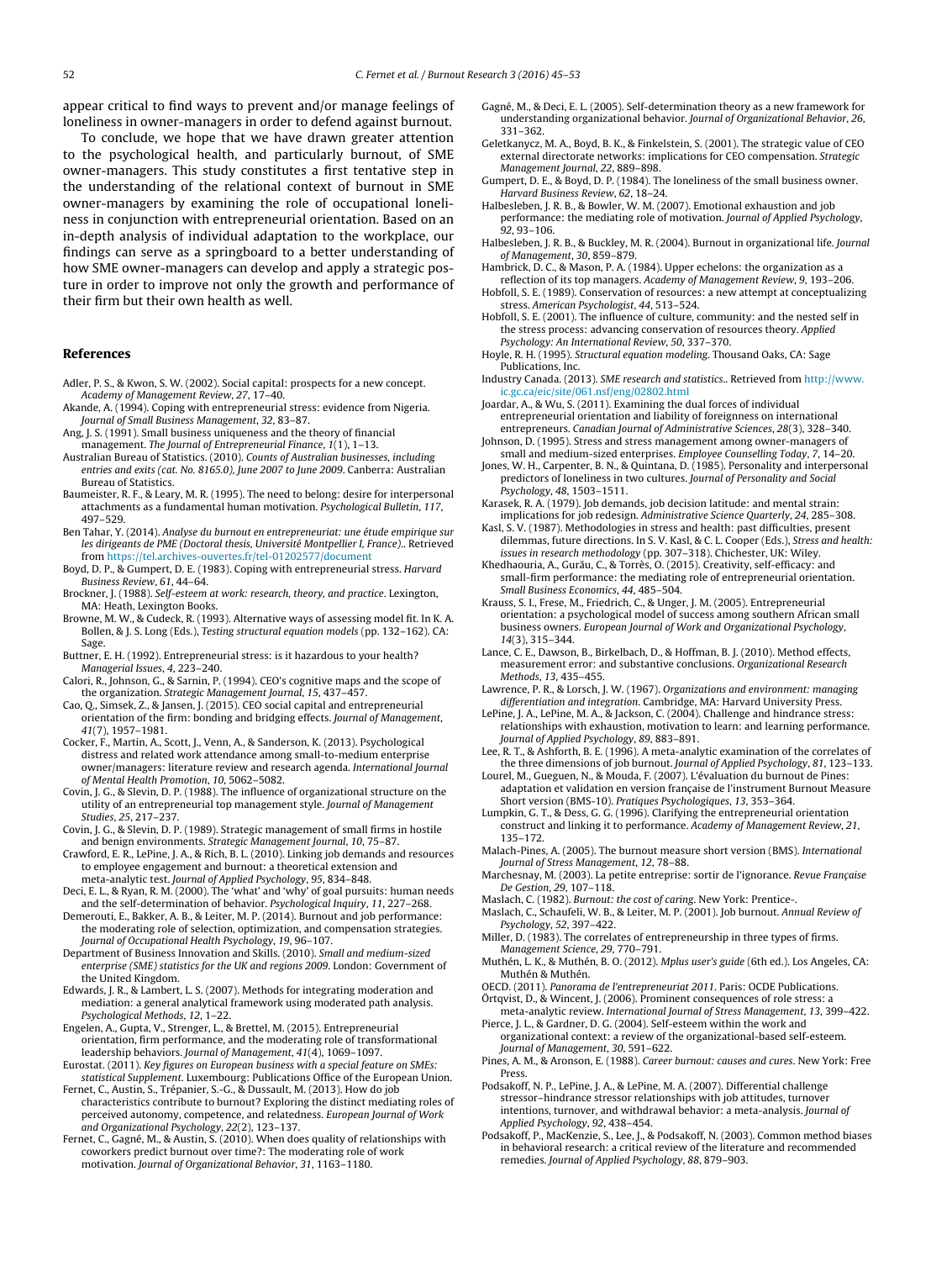appear critical to find ways to prevent and/or manage feelings of loneliness in owner-managers in order to defend against burnout.

To conclude, we hope that we have drawn greater attention to the psychological health, and particularly burnout, of SME owner-managers. This study constitutes a first tentative step in the understanding of the relational context of burnout in SME owner-managers by examining the role of occupational loneliness in conjunction with entrepreneurial orientation. Based on an in-depth analysis of individual adaptation to the workplace, our findings can serve as a springboard to a better understanding of how SME owner-managers can develop and apply a strategic posture in order to improve not only the growth and performance of their firm but their own health as well.

## References

Adler, P. S., & Kwon, S. W. (2002). Social capital: prospects for a new concept. *Academy of Management Review*, *27*, 17–40.

Akande, A. (1994). Coping with entrepreneurial stress: evidence from Nigeria. *Journal of Small Business Management*, *32*, 83–87.

Ang, J. S. (1991). Small business uniqueness and the theory of financial management. *The Journal of Entrepreneurial Finance*, *1*(1), 1–13.

Australian Bureau of Statistics. (2010). *Counts of Australian businesses, including entries and exits (cat. No. 8165.0), June 2007 to June 2009*. Canberra: Australian Bureau of Statistics.

Baumeister, R. F., & Leary, M. R. (1995). The need to belong: desire for interpersonal attachments as a fundamental human motivation. *Psychological Bulletin*, *117*, 497–529.

Ben Tahar, Y. (2014). *Analyse du burnout en entrepreneuriat: une étude empirique sur les dirigeants de PME (Doctoral thesis, Université Montpellier I, France)*. Retrieved from https://tel.archives-ouvertes.fr/tel-01202577/document

Boyd, D. P., & Gumpert, D. E. (1983). Coping with entrepreneurial stress. *Harvard Business Review*, *61*, 44–64.

Brockner, J. (1988). *Self-esteem at work: research, theory, and practice*. Lexington, MA: Heath, Lexington Books.

Browne, M. W., & Cudeck, R. (1993). Alternative ways of assessing model fit. In K. A. Bollen, & J. S. Long (Eds.), *Testing structural equation models* (pp. 132–162). CA: Sage.

Buttner, E. H. (1992). Entrepreneurial stress: is it hazardous to your health? *Managerial Issues*, *4*, 223–240.

Calori, R., Johnson, G., & Sarnin, P. (1994). CEO's cognitive maps and the scope of the organization. *Strategic Management Journal*, *15*, 437–457.

Cao, Q., Simsek, Z., & Jansen, J. (2015). CEO social capital and entrepreneurial orientation of the firm: bonding and bridging effects. *Journal of Management*, *41*(7), 1957–1981.

Cocker, F., Martin, A., Scott, J., Venn, A., & Sanderson, K. (2013). Psychological distress and related work attendance among small-to-medium enterprise owner/managers: literature review and research agenda. *International Journal of Mental Health Promotion*, *10*, 5062–5082.

Covin, J. G., & Slevin, D. P. (1988). The influence of organizational structure on the utility of an entrepreneurial top management style. *Journal of Management Studies*, *25*, 217–237.

Covin, J. G., & Slevin, D. P. (1989). Strategic management of small firms in hostile and benign environments. *Strategic Management Journal*, *10*, 75–87.

Crawford, E. R., LePine, J. A., & Rich, B. L. (2010). Linking job demands and resources to employee engagement and burnout: a theoretical extension and meta-analytic test. *Journal of Applied Psychology*, *95*, 834–848.

Deci, E. L., & Ryan, R. M. (2000). The 'what' and 'why' of goal pursuits: human needs and the self-determination of behavior. *Psychological Inquiry*, *11*, 227–268.

Demerouti, E., Bakker, A. B., & Leiter, M. P. (2014). Burnout and job performance: the moderating role of selection, optimization, and compensation strategies. *Journal of Occupational Health Psychology*, *19*, 96–107.

Department of Business Innovation and Skills. (2010). *Small and medium-sized enterprise (SME) statistics for the UK and regions 2009*. London: Government of the United Kingdom.

Edwards, J. R., & Lambert, L. S. (2007). Methods for integrating moderation and mediation: a general analytical framework using moderated path analysis. *Psychological Methods*, *12*, 1–22.

Engelen, A., Gupta, V., Strenger, L., & Brettel, M. (2015). Entrepreneurial orientation, firm performance, and the moderating role of transformational leadership behaviors. *Journal of Management*, *41*(4), 1069–1097.

Eurostat. (2011). *Key figures on European business with a special feature on SMEs: statistical Supplement*. Luxembourg: Publications Office of the European Union.

Fernet, C., Austin, S., Trépanier, S.-G., & Dussault, M. (2013). How do job characteristics contribute to burnout? Exploring the distinct mediating roles of perceived autonomy, competence, and relatedness. *European Journal of Work and Organizational Psychology*, *22*(2), 123–137.

Fernet, C., Gagné, M., & Austin, S. (2010). When does quality of relationships with coworkers predict burnout over time?: The moderating role of work motivation. *Journal of Organizational Behavior*, *31*, 1163–1180.

Gagné, M., & Deci, E. L. (2005). Self-determination theory as a new framework for understanding organizational behavior. *Journal of Organizational Behavior*, *26*, 331–362.

Geletkanycz, M. A., Boyd, B. K., & Finkelstein, S. (2001). The strategic value of CEO external directorate networks: implications for CEO compensation. *Strategic Management Journal*, *22*, 889–898.

Gumpert, D. E., & Boyd, D. P. (1984). The loneliness of the small business owner. *Harvard Business Review*, *62*, 18–24.

Halbesleben, J. R. B., & Bowler, W. M. (2007). Emotional exhaustion and job performance: the mediating role of motivation. *Journal of Applied Psychology*, *92*, 93–106.

Halbesleben, J. R. B., & Buckley, M. R. (2004). Burnout in organizational life. *Journal of Management*, *30*, 859–879.

Hambrick, D. C., & Mason, P. A. (1984). Upper echelons: the organization as a reflection of its top managers. *Academy of Management Review*, *9*, 193–206.

Hobfoll, S. E. (1989). Conservation of resources: a new attempt at conceptualizing stress. *American Psychologist*, *44*, 513–524.

Hobfoll, S. E. (2001). The influence of culture, community: and the nested self in the stress process: advancing conservation of resources theory. *Applied Psychology: An International Review*, *50*, 337–370.

Hoyle, R. H. (1995). *Structural equation modeling*. Thousand Oaks, CA: Sage Publications, Inc.

Industry Canada. (2013). *SME research and statistics*.. Retrieved from http://www.ic.gc.ca/eic/site/061.nsf/eng/02802.html

Joardar, A., & Wu, S. (2011). Examining the dual forces of individual entrepreneurial orientation and liability of foreignness on international entrepreneurs. *Canadian Journal of Administrative Sciences*, *28*(3), 328–340.

Johnson, D. (1995). Stress and stress management among owner-managers of small and medium-sized enterprises. *Employee Counselling Today*, *7*, 14–20.

Jones, W. H., Carpenter, B. N., & Quintana, D. (1985). Personality and interpersonal predictors of loneliness in two cultures. *Journal of Personality and Social Psychology*, *48*, 1503–1511.

Karasek, R. A. (1979). Job demands, job decision latitude: and mental strain: implications for job redesign. *Administrative Science Quarterly*, *24*, 285–308.

Kasl, S. V. (1987). Methodologies in stress and health: past difficulties, present dilemmas, future directions. In S. V. Kasl, & C. L. Cooper (Eds.), *Stress and health: issues in research methodology* (pp. 307–318). Chichester, UK: Wiley.

Khedhaouria, A., Gurău, C., & Torrès, O. (2015). Creativity, self-efficacy: and small-firm performance: the mediating role of entrepreneurial orientation. *Small Business Economics*, *44*, 485–504.

Krauss, S. I., Frese, M., Friedrich, C., & Unger, J. M. (2005). Entrepreneurial orientation: a psychological model of success among southern African small business owners. *European Journal of Work and Organizational Psychology*, *14*(3), 315–344.

Lance, C. E., Dawson, B., Birkelbach, D., & Hoffman, B. J. (2010). Method effects, measurement error: and substantive conclusions. *Organizational Research Methods*, *13*, 435–455.

Lawrence, P. R., & Lorsch, J. W. (1967). *Organizations and environment: managing differentiation and integration*. Cambridge, MA: Harvard University Press.

LePine, J. A., LePine, M. A., & Jackson, C. (2004). Challenge and hindrance stress: relationships with exhaustion, motivation to learn: and learning performance. *Journal of Applied Psychology*, *89*, 883–891.

Lee, R. T., & Ashforth, B. E. (1996). A meta-analytic examination of the correlates of the three dimensions of job burnout. *Journal of Applied Psychology*, *81*, 123–133.

Lourel, M., Gueguen, N., & Mouda, F. (2007). L'évaluation du burnout de Pines: adaptation et validation en version française de l'instrument Burnout Measure Short version (BMS-10). *Pratiques Psychologiques*, *13*, 353–364.

Lumpkin, G. T., & Dess, G. G. (1996). Clarifying the entrepreneurial orientation construct and linking it to performance. *Academy of Management Review*, *21*, 135–172.

Malach-Pines, A. (2005). The burnout measure short version (BMS). *International Journal of Stress Management*, *12*, 78–88.

Marchesnay, M. (2003). La petite entreprise: sortir de l'ignorance. *Revue Française De Gestion*, *29*, 107–118.

Maslach, C. (1982). *Burnout: the cost of caring*. New York: Prentice-.

Maslach, C., Schaufeli, W. B., & Leiter, M. P. (2001). Job burnout. *Annual Review of Psychology*, *52*, 397–422.

Miller, D. (1983). The correlates of entrepreneurship in three types of firms. *Management Science*, *29*, 770–791.

Muthén, L. K., & Muthén, B. O. (2012). *Mplus user's guide* (6th ed.). Los Angeles, CA: Muthén & Muthén.

OECD. (2011). *Panorama de l'entrepreneuriat 2011*. Paris: OCDE Publications.

Örtqvist, D., & Wincent, J. (2006). Prominent consequences of role stress: a meta-analytic review. *International Journal of Stress Management*, *13*, 399–422.

Pierce, J. L., & Gardner, D. G. (2004). Self-esteem within the work and organizational context: a review of the organizational-based self-esteem. *Journal of Management*, *30*, 591–622.

Pines, A. M., & Aronson, E. (1988). *Career burnout: causes and cures*. New York: Free Press.

Podsakoff, N. P., LePine, J. A., & LePine, M. A. (2007). Differential challenge stressor–hindrance stressor relationships with job attitudes, turnover intentions, turnover, and withdrawal behavior: a meta-analysis. *Journal of Applied Psychology*, *92*, 438–454.

Podsakoff, P., MacKenzie, S., Lee, J., & Podsakoff, N. (2003). Common method biases in behavioral research: a critical review of the literature and recommended remedies. *Journal of Applied Psychology*, *88*, 879–903.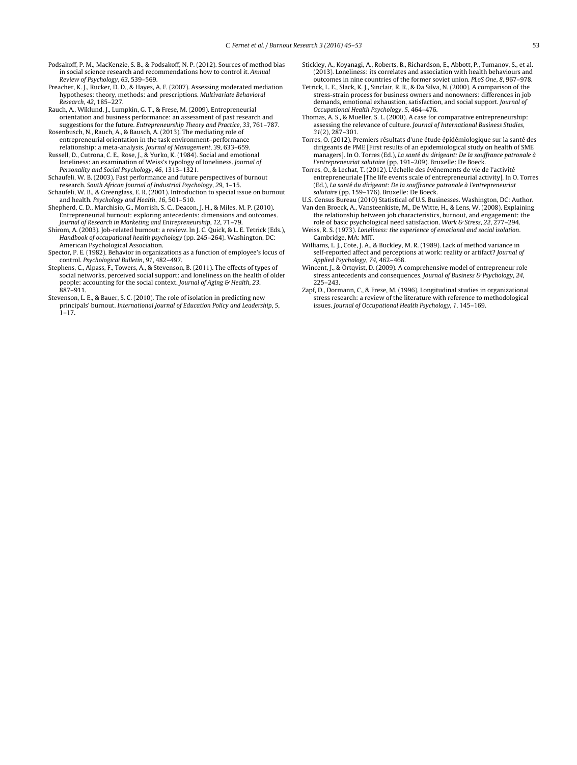Podsakoff, P. M., MacKenzie, S. B., & Podsakoff, N. P. (2012). Sources of method bias in social science research and recommendations how to control it. *Annual Review of Psychology*, *63*, 539–569.

Preacher, K. J., Rucker, D. D., & Hayes, A. F. (2007). Assessing moderated mediation hypotheses: theory, methods: and prescriptions. *Multivariate Behavioral Research*, *42*, 185–227.

Rauch, A., Wiklund, J., Lumpkin, G. T., & Frese, M. (2009). Entrepreneurial orientation and business performance: an assessment of past research and suggestions for the future. *Entrepreneurship Theory and Practice*, *33*, 761–787.

Rosenbusch, N., Rauch, A., & Bausch, A. (2013). The mediating role of entrepreneurial orientation in the task environment–performance relationship: a meta-analysis. *Journal of Management*, *39*, 633–659.

Russell, D., Cutrona, C. E., Rose, J., & Yurko, K. (1984). Social and emotional loneliness: an examination of Weiss's typology of loneliness. *Journal of Personality and Social Psychology*, *46*, 1313–1321.

Schaufeli, W. B. (2003). Past performance and future perspectives of burnout research. *South African Journal of Industrial Psychology*, *29*, 1–15.

Schaufeli, W. B., & Greenglass, E. R. (2001). Introduction to special issue on burnout and health. *Psychology and Health*, *16*, 501–510.

Shepherd, C. D., Marchisio, G., Morrish, S. C., Deacon, J. H., & Miles, M. P. (2010). Entrepreneurial burnout: exploring antecedents: dimensions and outcomes. *Journal of Research in Marketing and Entrepreneurship*, *12*, 71–79.

Shirom, A. (2003). Job-related burnout: a review. In J. C. Quick, & L. E. Tetrick (Eds.), *Handbook of occupational health psychology* (pp. 245–264). Washington, DC: American Psychological Association.

Spector, P. E. (1982). Behavior in organizations as a function of employee's locus of control. *Psychological Bulletin*, *91*, 482–497.

Stephens, C., Alpass, F., Towers, A., & Stevenson, B. (2011). The effects of types of social networks, perceived social support: and loneliness on the health of older people: accounting for the social context. *Journal of Aging & Health*, *23*, 887–911.

Stevenson, L. E., & Bauer, S. C. (2010). The role of isolation in predicting new principals' burnout. *International Journal of Education Policy and Leadership*, *5*, 1–17.

Stickley, A., Koyanagi, A., Roberts, B., Richardson, E., Abbott, P., Tumanov, S., et al. (2013). Loneliness: its correlates and association with health behaviours and outcomes in nine countries of the former soviet union. *PLoS One*, *8*, 967–978.

Tetrick, L. E., Slack, K. J., Sinclair, R. R., & Da Silva, N. (2000). A comparison of the stress-strain process for business owners and nonowners: differences in job demands, emotional exhaustion, satisfaction, and social support. *Journal of Occupational Health Psychology*, *5*, 464–476.

Thomas, A. S., & Mueller, S. L. (2000). A case for comparative entrepreneurship: assessing the relevance of culture. *Journal of International Business Studies*, *31*(2), 287–301.

Torres, O. (2012). Premiers résultats d'une étude épidémiologique sur la santé des dirigeants de PME [First results of an epidemiological study on health of SME managers]. In O. Torres (Ed.), *La santé du dirigeant: De la souffrance patronale à l'entrepreneuriat salutaire* (pp. 191–209). Bruxelle: De Boeck.

Torres, O., & Lechat, T. (2012). L'échelle des événements de vie de l'activité entrepreneuriale [The life events scale of entrepreneurial activity]. In O. Torres (Ed.), *La santé du dirigeant: De la souffrance patronale à l'entrepreneuriat salutaire* (pp. 159–176). Bruxelle: De Boeck.

U.S. Census Bureau (2010) Statistical of U.S. Businesses. Washington, DC: Author.

Van den Broeck, A., Vansteenkiste, M., De Witte, H., & Lens, W. (2008). Explaining the relationship between job characteristics, burnout, and engagement: the role of basic psychological need satisfaction. *Work & Stress*, *22*, 277–294.

Weiss, R. S. (1973). *Loneliness: the experience of emotional and social isolation*. Cambridge, MA: MIT.

Williams, L. J., Cote, J. A., & Buckley, M. R. (1989). Lack of method variance in self-reported affect and perceptions at work: reality or artifact? *Journal of Applied Psychology*, *74*, 462–468.

Wincent, J., & Örtqvist, D. (2009). A comprehensive model of entrepreneur role stress antecedents and consequences. *Journal of Business & Psychology*, *24*, 225–243.

Zapf, D., Dormann, C., & Frese, M. (1996). Longitudinal studies in organizational stress research: a review of the literature with reference to methodological issues. *Journal of Occupational Health Psychology*, *1*, 145–169.